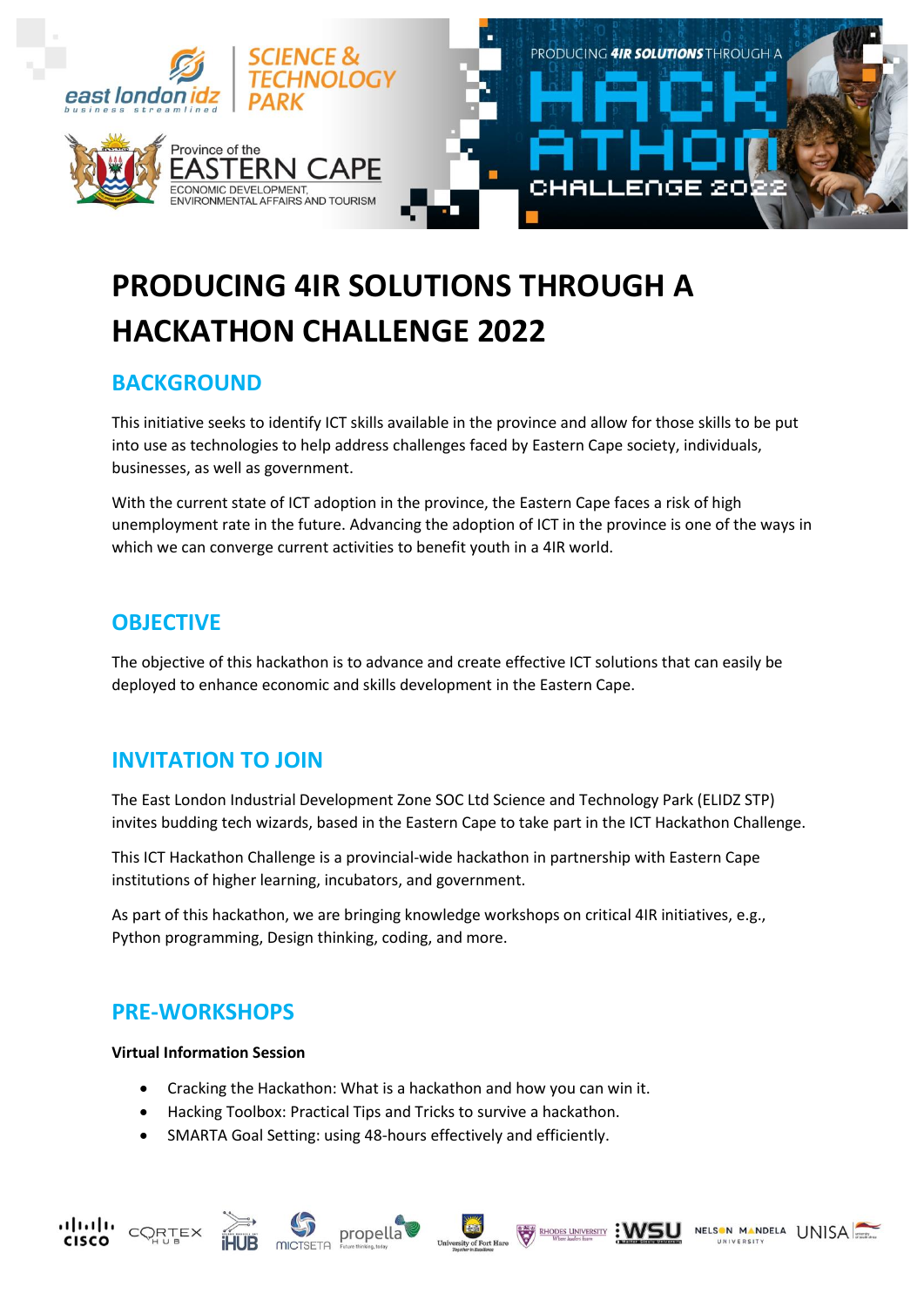# PRODUCING 4IR SOLUTIONS THROUGH A HACKATHON CHALLENGE 2022

## BACKGROUND

This initiative seeks to identify ICT skills available in the province and allow for those skills to be put into use as technologies to help address challenges faced by Eastern Cape society, individuals, businesses, as well as government.

With the current state of ICT adoption in the province, the Eastern Cape faces a risk of high unemployment rate in the future. Advancing the adoption of ICT in the province is one of the ways in which we can converge current activities to benefit youth in a 4IR world.

## OBJECTIVE

The objective of this hackathon is to advance and create effective ICT solutions that can easily be deployed to enhance economic and skills development in the Eastern Cape.

## INVITATION TO JOIN

The East London Industrial Development Zone SOC Ltd Science and Technology Park (ELIDZ STP) invites budding tech wizards, based in the Eastern Cape to take part in the ICT Hackathon Challenge.

This ICT Hackathon Challenge is a provincial-wide hackathon in partnership with Eastern Cape institutions of higher learning, incubators, and government.

As part of this hackathon, we are bringing knowledge workshops on critical 4IR initiatives, e.g., Python programming, Design thinking, coding, and more.

## PRE-WORKSHOPS

**Virtual Information Session**

- Cracking the Hackathon: What is a hackathon and how you can win it.
- Hacking Toolbox: Practical Tips and Tricks to survive a hackathon.
- SMARTA Goal Setting: using 48-hours effectively and efficiently.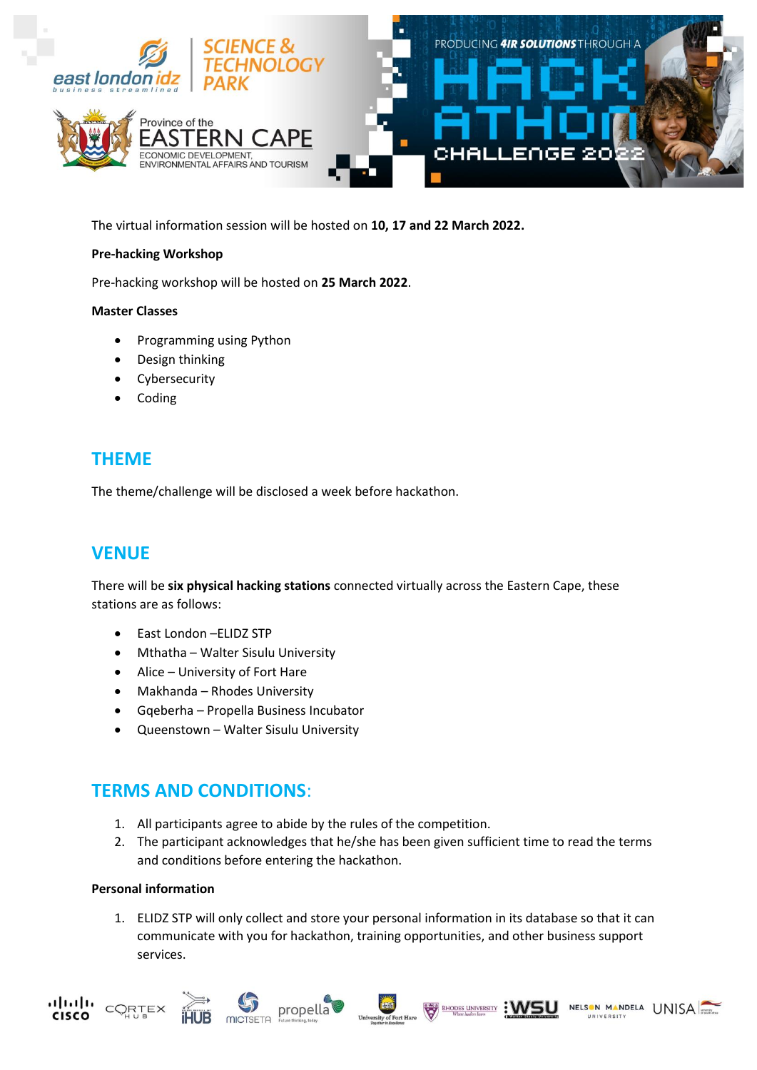The virtual information session will be hosted on **10, 17 and 22 March 2022.**

**Pre-hacking Workshop**

Pre-hacking workshop will be hosted on **25 March 2022**.

**Master Classes**

- Programming using Python
- Design thinking
- Cybersecurity
- Coding

## THEME

The theme/challenge will be disclosed a week before hackathon.

## VENUE

There will be **six physical hacking stations** connected virtually across the Eastern Cape, these stations are as follows:

- East London –ELIDZ STP
- Mthatha – Walter Sisulu University
- Alice – University of Fort Hare
- Makhanda – Rhodes University
- Gqeberha – Propella Business Incubator
- Queenstown – Walter Sisulu University

## TERMS AND CONDITIONS:

1. All participants agree to abide by the rules of the competition.
2. The participant acknowledges that he/she has been given sufficient time to read the terms and conditions before entering the hackathon.

**Personal information**

1. ELIDZ STP will only collect and store your personal information in its database so that it can communicate with you for hackathon, training opportunities, and other business support services.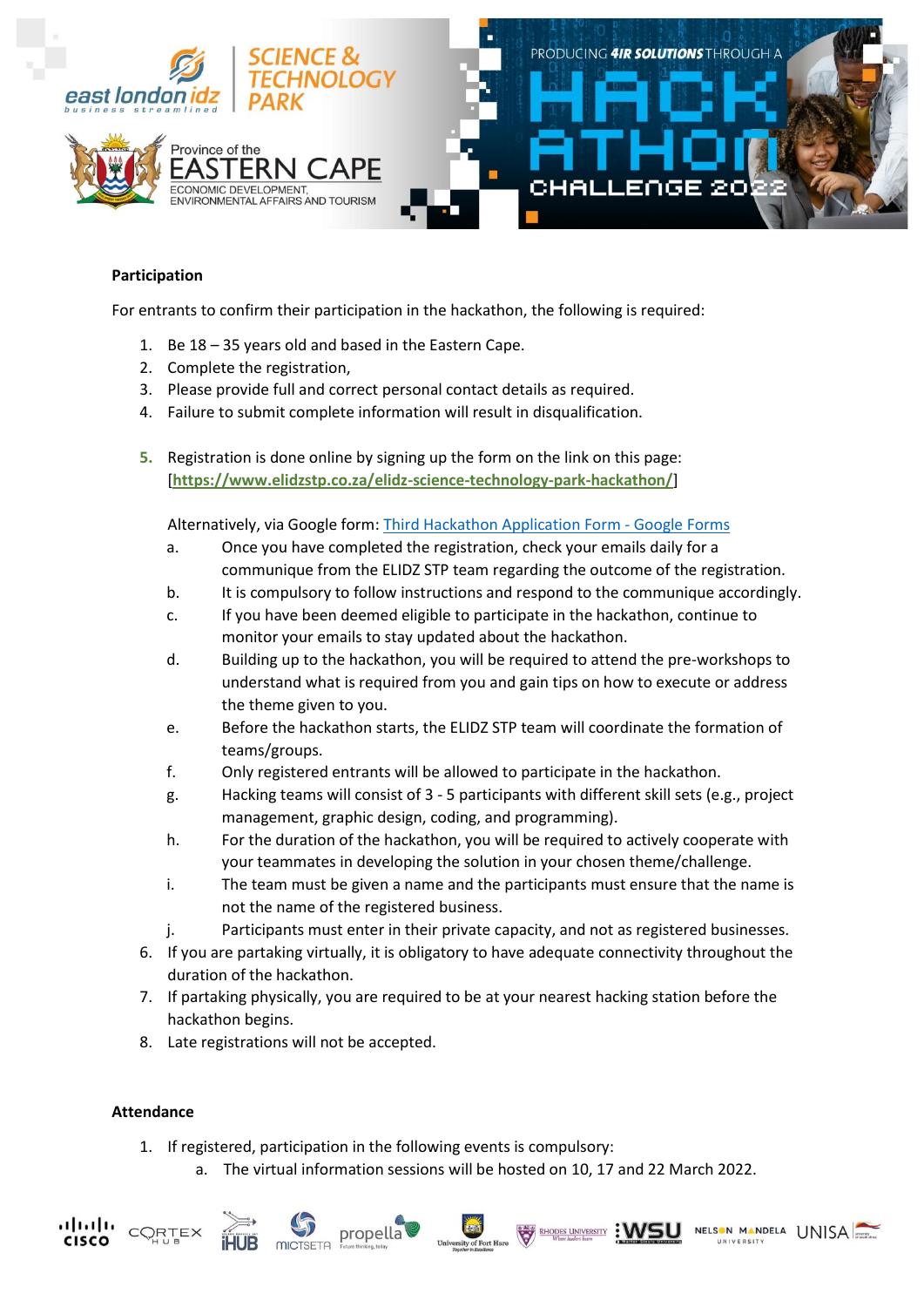**Participation**

For entrants to confirm their participation in the hackathon, the following is required:

1. Be 18 – 35 years old and based in the Eastern Cape.
2. Complete the registration,
3. Please provide full and correct personal contact details as required.
4. Failure to submit complete information will result in disqualification.

5. Registration is done online by signing up the form on the link on this page: [**https://www.elidzstp.co.za/elidz-science-technology-park-hackathon/**]

   Alternatively, via Google form: Third Hackathon Application Form - Google Forms

   a. Once you have completed the registration, check your emails daily for a communique from the ELIDZ STP team regarding the outcome of the registration.
   b. It is compulsory to follow instructions and respond to the communique accordingly.
   c. If you have been deemed eligible to participate in the hackathon, continue to monitor your emails to stay updated about the hackathon.
   d. Building up to the hackathon, you will be required to attend the pre-workshops to understand what is required from you and gain tips on how to execute or address the theme given to you.
   e. Before the hackathon starts, the ELIDZ STP team will coordinate the formation of teams/groups.
   f. Only registered entrants will be allowed to participate in the hackathon.
   g. Hacking teams will consist of 3 - 5 participants with different skill sets (e.g., project management, graphic design, coding, and programming).
   h. For the duration of the hackathon, you will be required to actively cooperate with your teammates in developing the solution in your chosen theme/challenge.
   i. The team must be given a name and the participants must ensure that the name is not the name of the registered business.
   j. Participants must enter in their private capacity, and not as registered businesses.
6. If you are partaking virtually, it is obligatory to have adequate connectivity throughout the duration of the hackathon.
7. If partaking physically, you are required to be at your nearest hacking station before the hackathon begins.
8. Late registrations will not be accepted.

**Attendance**

1. If registered, participation in the following events is compulsory:
   a. The virtual information sessions will be hosted on 10, 17 and 22 March 2022.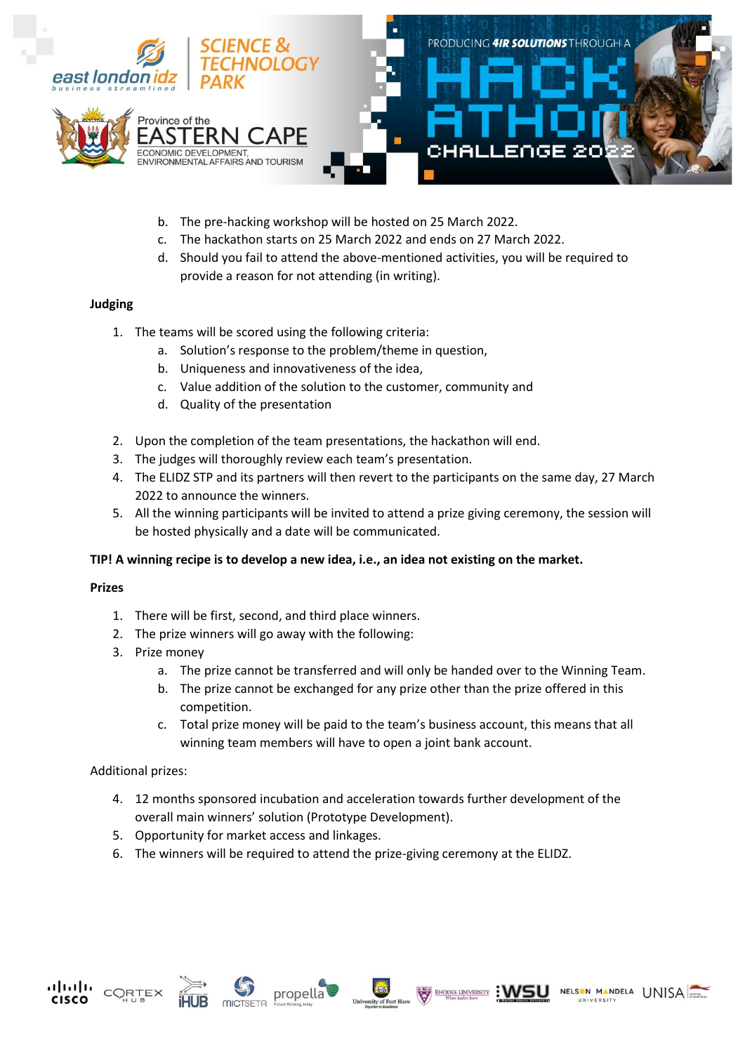b. The pre-hacking workshop will be hosted on 25 March 2022.
c. The hackathon starts on 25 March 2022 and ends on 27 March 2022.
d. Should you fail to attend the above-mentioned activities, you will be required to provide a reason for not attending (in writing).

**Judging**

1. The teams will be scored using the following criteria:
    a. Solution's response to the problem/theme in question,
    b. Uniqueness and innovativeness of the idea,
    c. Value addition of the solution to the customer, community and
    d. Quality of the presentation

2. Upon the completion of the team presentations, the hackathon will end.
3. The judges will thoroughly review each team's presentation.
4. The ELIDZ STP and its partners will then revert to the participants on the same day, 27 March 2022 to announce the winners.
5. All the winning participants will be invited to attend a prize giving ceremony, the session will be hosted physically and a date will be communicated.

**TIP! A winning recipe is to develop a new idea, i.e., an idea not existing on the market.**

**Prizes**

1. There will be first, second, and third place winners.
2. The prize winners will go away with the following:
3. Prize money
    a. The prize cannot be transferred and will only be handed over to the Winning Team.
    b. The prize cannot be exchanged for any prize other than the prize offered in this competition.
    c. Total prize money will be paid to the team's business account, this means that all winning team members will have to open a joint bank account.

Additional prizes:

4. 12 months sponsored incubation and acceleration towards further development of the overall main winners' solution (Prototype Development).
5. Opportunity for market access and linkages.
6. The winners will be required to attend the prize-giving ceremony at the ELIDZ.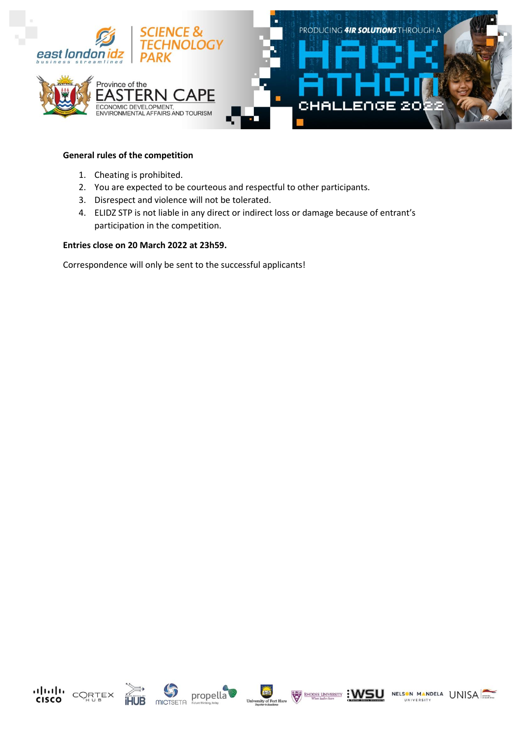**General rules of the competition**

1. Cheating is prohibited.
2. You are expected to be courteous and respectful to other participants.
3. Disrespect and violence will not be tolerated.
4. ELIDZ STP is not liable in any direct or indirect loss or damage because of entrant's participation in the competition.

**Entries close on 20 March 2022 at 23h59.**

Correspondence will only be sent to the successful applicants!